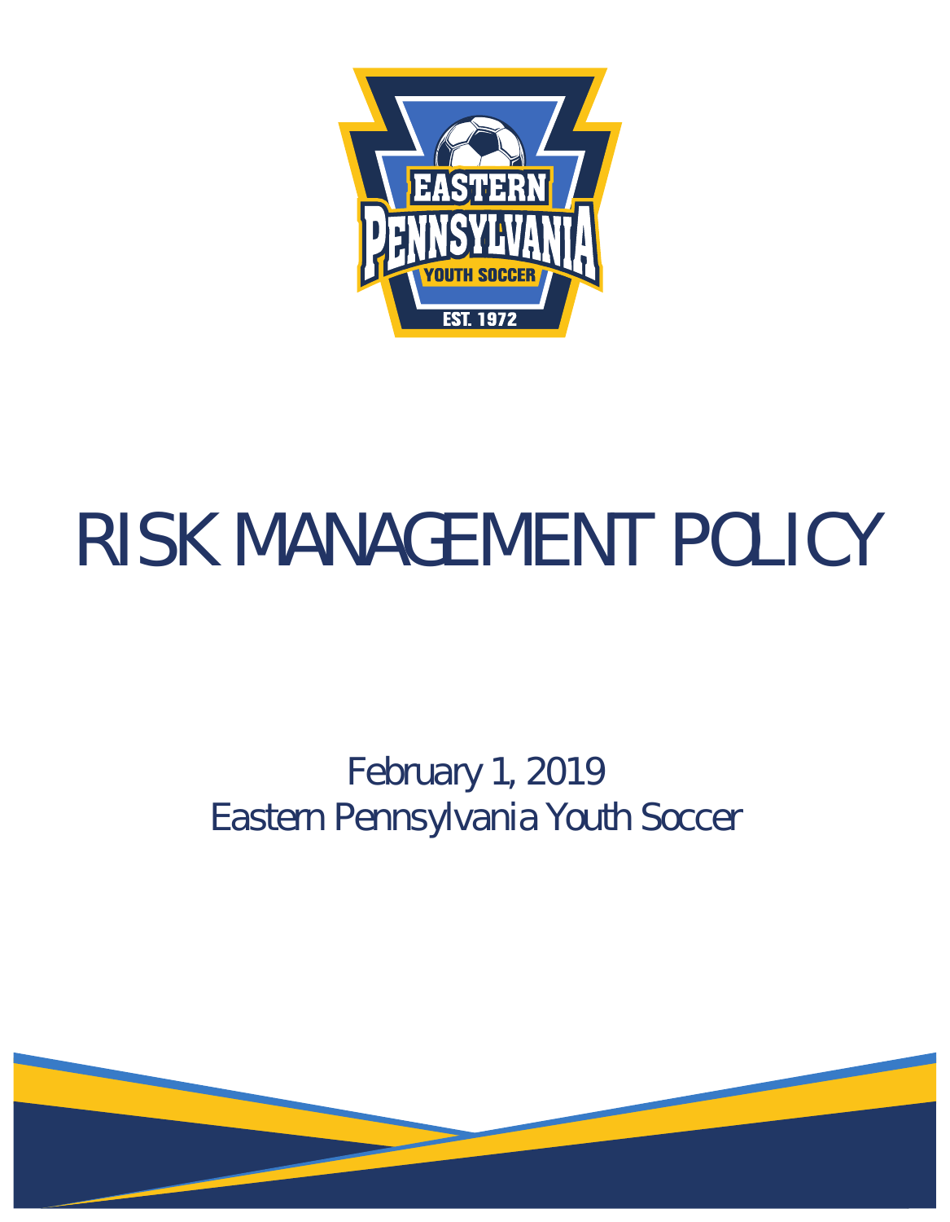# RISK MANAGEMENT POLICY

February 1, 2019

Eastern Pennsylvania Youth Soccer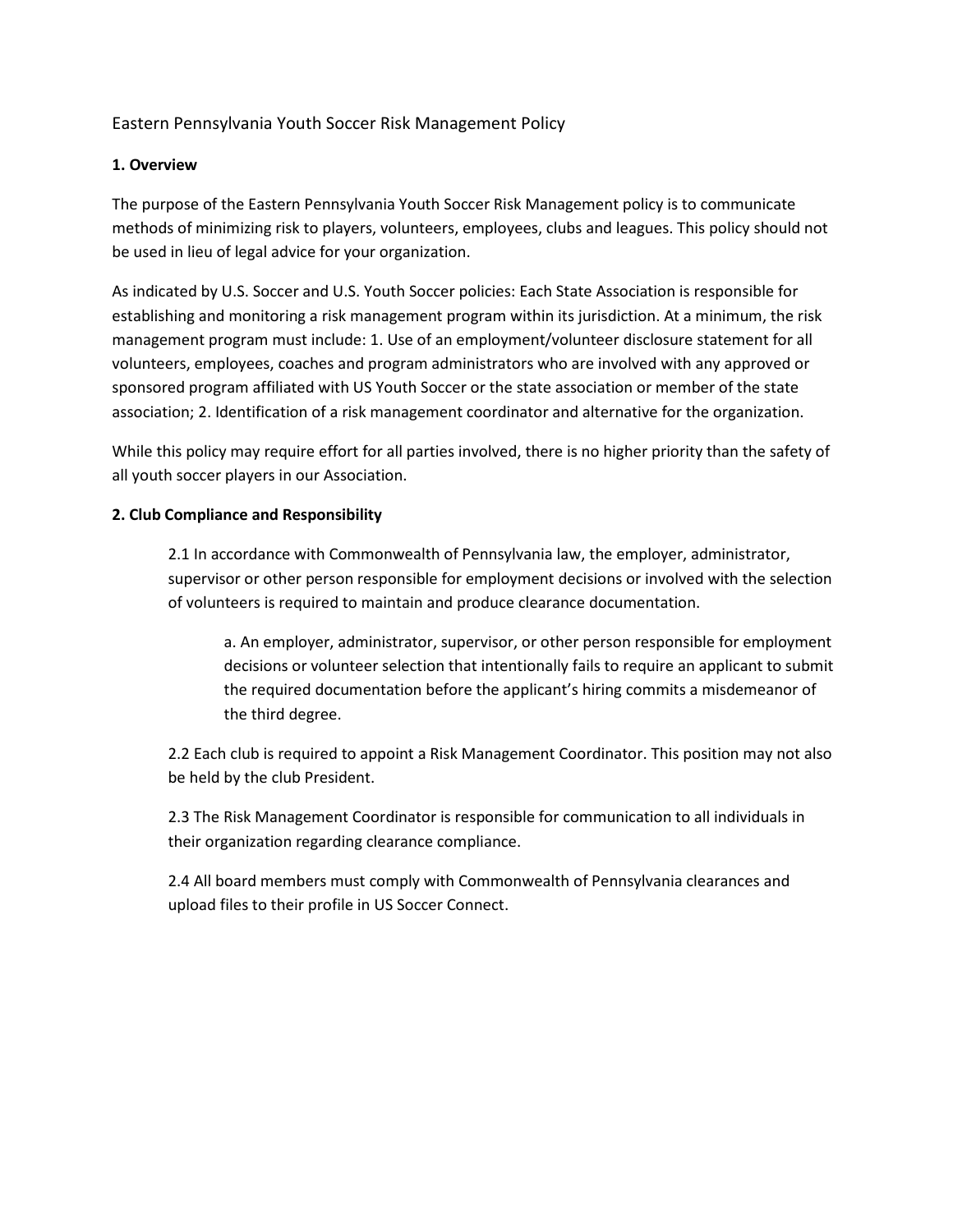# Eastern Pennsylvania Youth Soccer Risk Management Policy

## 1. Overview

The purpose of the Eastern Pennsylvania Youth Soccer Risk Management policy is to communicate methods of minimizing risk to players, volunteers, employees, clubs and leagues. This policy should not be used in lieu of legal advice for your organization.

As indicated by U.S. Soccer and U.S. Youth Soccer policies: Each State Association is responsible for establishing and monitoring a risk management program within its jurisdiction. At a minimum, the risk management program must include: 1. Use of an employment/volunteer disclosure statement for all volunteers, employees, coaches and program administrators who are involved with any approved or sponsored program affiliated with US Youth Soccer or the state association or member of the state association; 2. Identification of a risk management coordinator and alternative for the organization.

While this policy may require effort for all parties involved, there is no higher priority than the safety of all youth soccer players in our Association.

## 2. Club Compliance and Responsibility

2.1 In accordance with Commonwealth of Pennsylvania law, the employer, administrator, supervisor or other person responsible for employment decisions or involved with the selection of volunteers is required to maintain and produce clearance documentation.

> a. An employer, administrator, supervisor, or other person responsible for employment decisions or volunteer selection that intentionally fails to require an applicant to submit the required documentation before the applicant's hiring commits a misdemeanor of the third degree.

2.2 Each club is required to appoint a Risk Management Coordinator. This position may not also be held by the club President.

2.3 The Risk Management Coordinator is responsible for communication to all individuals in their organization regarding clearance compliance.

2.4 All board members must comply with Commonwealth of Pennsylvania clearances and upload files to their profile in US Soccer Connect.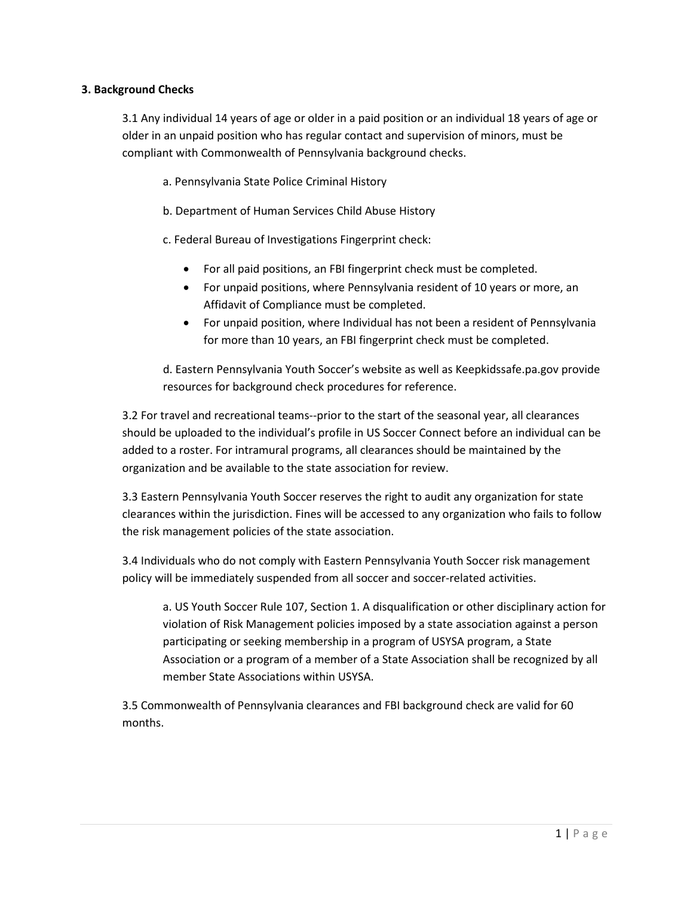### 3. Background Checks

3.1 Any individual 14 years of age or older in a paid position or an individual 18 years of age or older in an unpaid position who has regular contact and supervision of minors, must be compliant with Commonwealth of Pennsylvania background checks.

a. Pennsylvania State Police Criminal History

b. Department of Human Services Child Abuse History

c. Federal Bureau of Investigations Fingerprint check:

- For all paid positions, an FBI fingerprint check must be completed.
- For unpaid positions, where Pennsylvania resident of 10 years or more, an Affidavit of Compliance must be completed.
- For unpaid position, where Individual has not been a resident of Pennsylvania for more than 10 years, an FBI fingerprint check must be completed.

d. Eastern Pennsylvania Youth Soccer's website as well as Keepkidssafe.pa.gov provide resources for background check procedures for reference.

3.2 For travel and recreational teams--prior to the start of the seasonal year, all clearances should be uploaded to the individual's profile in US Soccer Connect before an individual can be added to a roster. For intramural programs, all clearances should be maintained by the organization and be available to the state association for review.

3.3 Eastern Pennsylvania Youth Soccer reserves the right to audit any organization for state clearances within the jurisdiction. Fines will be accessed to any organization who fails to follow the risk management policies of the state association.

3.4 Individuals who do not comply with Eastern Pennsylvania Youth Soccer risk management policy will be immediately suspended from all soccer and soccer-related activities.

a. US Youth Soccer Rule 107, Section 1. A disqualification or other disciplinary action for violation of Risk Management policies imposed by a state association against a person participating or seeking membership in a program of USYSA program, a State Association or a program of a member of a State Association shall be recognized by all member State Associations within USYSA.

3.5 Commonwealth of Pennsylvania clearances and FBI background check are valid for 60 months.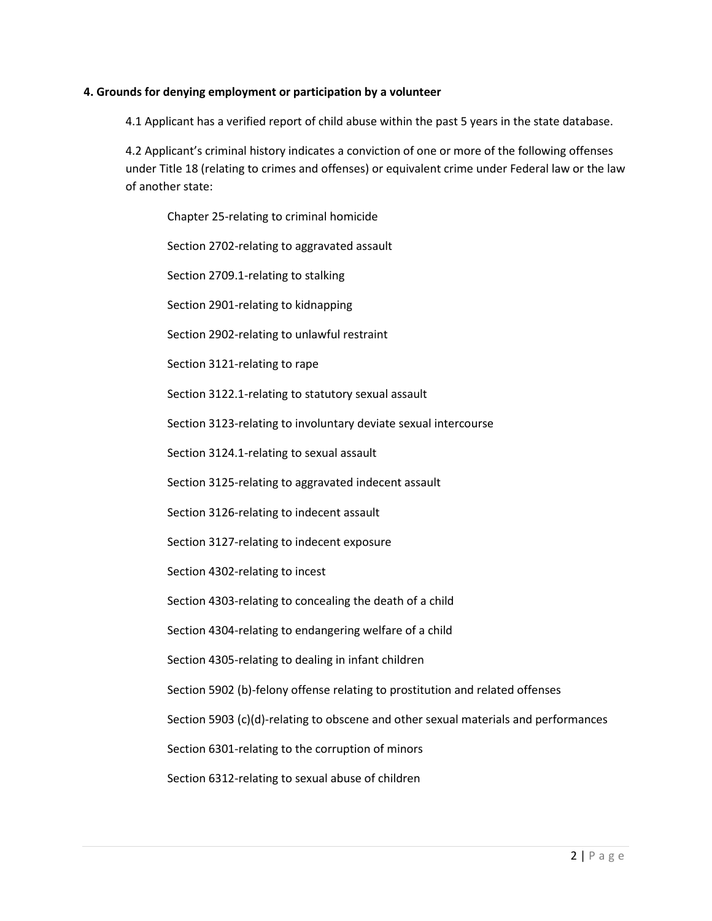**4. Grounds for denying employment or participation by a volunteer**

4.1 Applicant has a verified report of child abuse within the past 5 years in the state database.

4.2 Applicant's criminal history indicates a conviction of one or more of the following offenses under Title 18 (relating to crimes and offenses) or equivalent crime under Federal law or the law of another state:

Chapter 25-relating to criminal homicide

Section 2702-relating to aggravated assault

Section 2709.1-relating to stalking

Section 2901-relating to kidnapping

Section 2902-relating to unlawful restraint

Section 3121-relating to rape

Section 3122.1-relating to statutory sexual assault

Section 3123-relating to involuntary deviate sexual intercourse

Section 3124.1-relating to sexual assault

Section 3125-relating to aggravated indecent assault

Section 3126-relating to indecent assault

Section 3127-relating to indecent exposure

Section 4302-relating to incest

Section 4303-relating to concealing the death of a child

Section 4304-relating to endangering welfare of a child

Section 4305-relating to dealing in infant children

Section 5902 (b)-felony offense relating to prostitution and related offenses

Section 5903 (c)(d)-relating to obscene and other sexual materials and performances

Section 6301-relating to the corruption of minors

Section 6312-relating to sexual abuse of children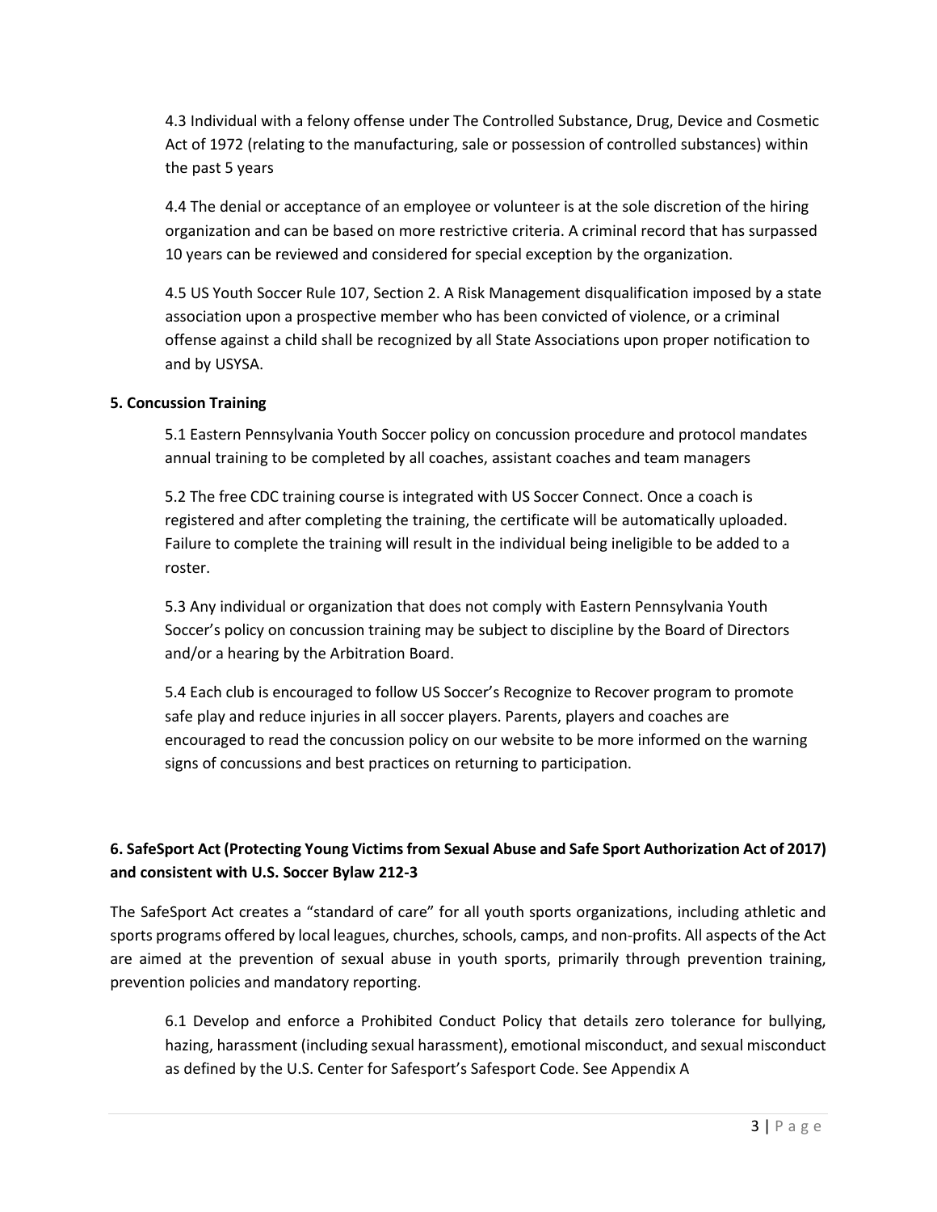4.3 Individual with a felony offense under The Controlled Substance, Drug, Device and Cosmetic Act of 1972 (relating to the manufacturing, sale or possession of controlled substances) within the past 5 years

4.4 The denial or acceptance of an employee or volunteer is at the sole discretion of the hiring organization and can be based on more restrictive criteria. A criminal record that has surpassed 10 years can be reviewed and considered for special exception by the organization.

4.5 US Youth Soccer Rule 107, Section 2. A Risk Management disqualification imposed by a state association upon a prospective member who has been convicted of violence, or a criminal offense against a child shall be recognized by all State Associations upon proper notification to and by USYSA.

**5. Concussion Training**

5.1 Eastern Pennsylvania Youth Soccer policy on concussion procedure and protocol mandates annual training to be completed by all coaches, assistant coaches and team managers

5.2 The free CDC training course is integrated with US Soccer Connect. Once a coach is registered and after completing the training, the certificate will be automatically uploaded. Failure to complete the training will result in the individual being ineligible to be added to a roster.

5.3 Any individual or organization that does not comply with Eastern Pennsylvania Youth Soccer's policy on concussion training may be subject to discipline by the Board of Directors and/or a hearing by the Arbitration Board.

5.4 Each club is encouraged to follow US Soccer's Recognize to Recover program to promote safe play and reduce injuries in all soccer players. Parents, players and coaches are encouraged to read the concussion policy on our website to be more informed on the warning signs of concussions and best practices on returning to participation.

**6. SafeSport Act (Protecting Young Victims from Sexual Abuse and Safe Sport Authorization Act of 2017) and consistent with U.S. Soccer Bylaw 212-3**

The SafeSport Act creates a "standard of care" for all youth sports organizations, including athletic and sports programs offered by local leagues, churches, schools, camps, and non-profits. All aspects of the Act are aimed at the prevention of sexual abuse in youth sports, primarily through prevention training, prevention policies and mandatory reporting.

6.1 Develop and enforce a Prohibited Conduct Policy that details zero tolerance for bullying, hazing, harassment (including sexual harassment), emotional misconduct, and sexual misconduct as defined by the U.S. Center for Safesport's Safesport Code. See Appendix A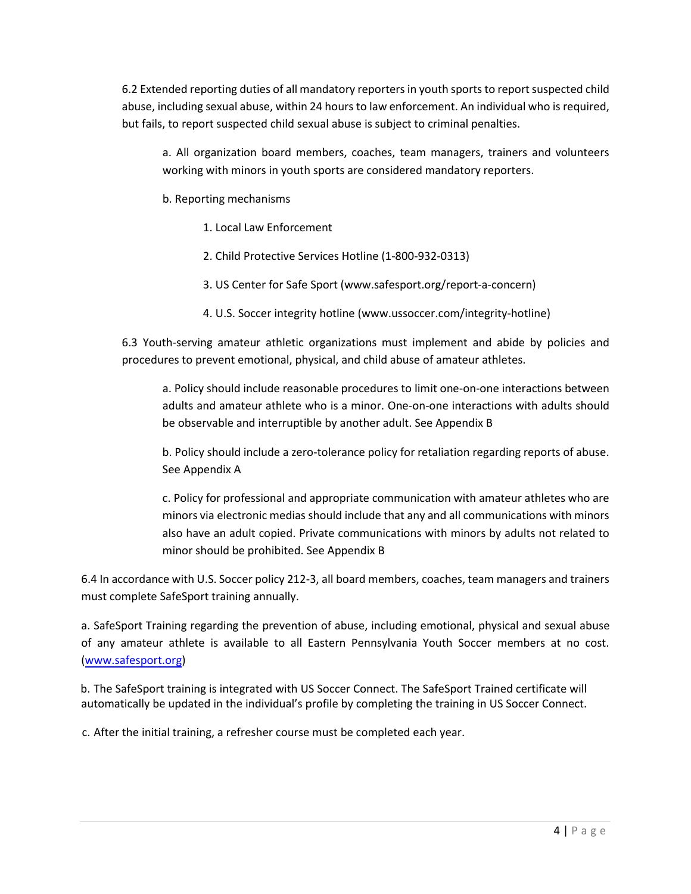6.2 Extended reporting duties of all mandatory reporters in youth sports to report suspected child abuse, including sexual abuse, within 24 hours to law enforcement. An individual who is required, but fails, to report suspected child sexual abuse is subject to criminal penalties.

a. All organization board members, coaches, team managers, trainers and volunteers working with minors in youth sports are considered mandatory reporters.

b. Reporting mechanisms

1. Local Law Enforcement
2. Child Protective Services Hotline (1-800-932-0313)
3. US Center for Safe Sport (www.safesport.org/report-a-concern)
4. U.S. Soccer integrity hotline (www.ussoccer.com/integrity-hotline)

6.3 Youth-serving amateur athletic organizations must implement and abide by policies and procedures to prevent emotional, physical, and child abuse of amateur athletes.

a. Policy should include reasonable procedures to limit one-on-one interactions between adults and amateur athlete who is a minor. One-on-one interactions with adults should be observable and interruptible by another adult. See Appendix B

b. Policy should include a zero-tolerance policy for retaliation regarding reports of abuse. See Appendix A

c. Policy for professional and appropriate communication with amateur athletes who are minors via electronic medias should include that any and all communications with minors also have an adult copied. Private communications with minors by adults not related to minor should be prohibited. See Appendix B

6.4 In accordance with U.S. Soccer policy 212-3, all board members, coaches, team managers and trainers must complete SafeSport training annually.

a. SafeSport Training regarding the prevention of abuse, including emotional, physical and sexual abuse of any amateur athlete is available to all Eastern Pennsylvania Youth Soccer members at no cost. (www.safesport.org)

b. The SafeSport training is integrated with US Soccer Connect. The SafeSport Trained certificate will automatically be updated in the individual's profile by completing the training in US Soccer Connect.

c. After the initial training, a refresher course must be completed each year.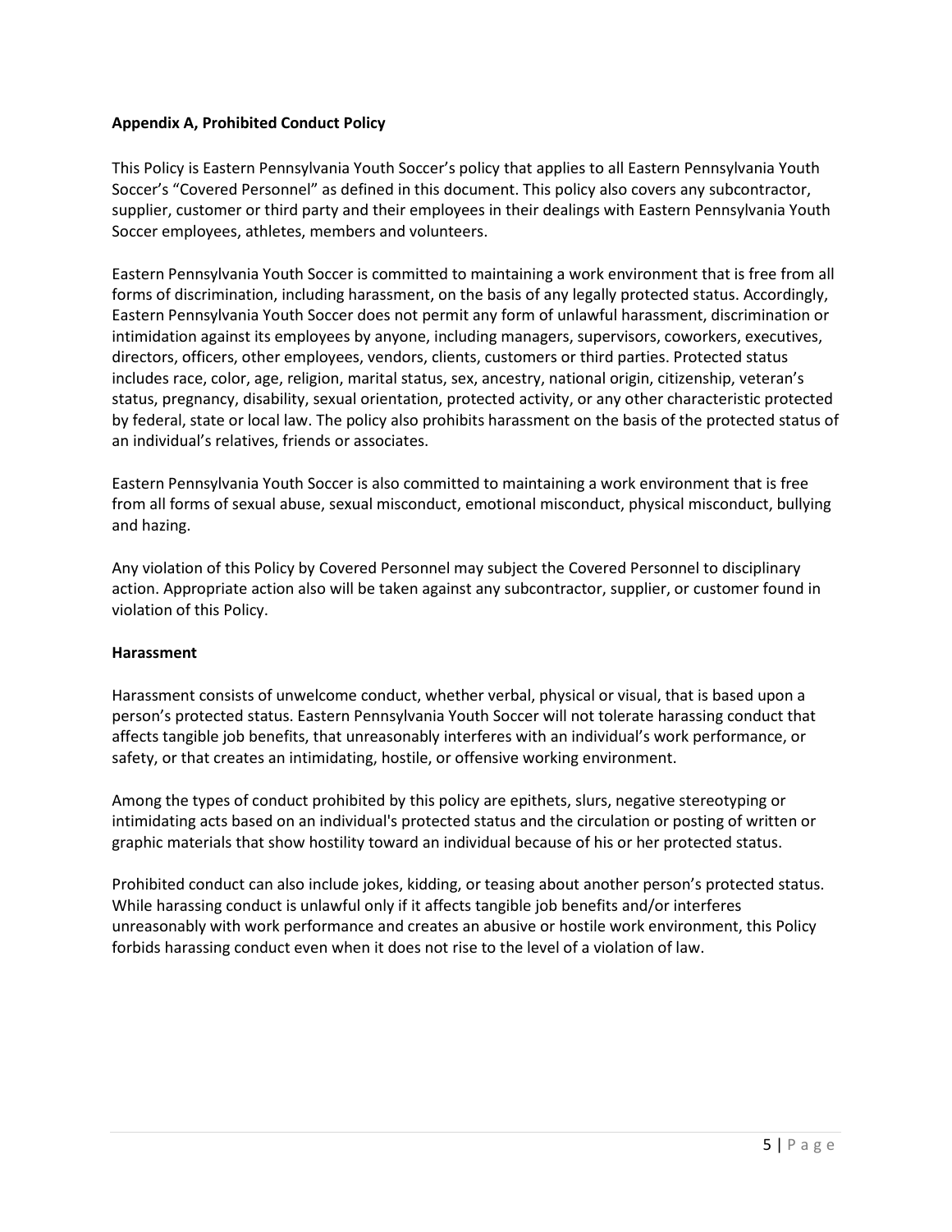**Appendix A, Prohibited Conduct Policy**

This Policy is Eastern Pennsylvania Youth Soccer's policy that applies to all Eastern Pennsylvania Youth Soccer's "Covered Personnel" as defined in this document. This policy also covers any subcontractor, supplier, customer or third party and their employees in their dealings with Eastern Pennsylvania Youth Soccer employees, athletes, members and volunteers.

Eastern Pennsylvania Youth Soccer is committed to maintaining a work environment that is free from all forms of discrimination, including harassment, on the basis of any legally protected status. Accordingly, Eastern Pennsylvania Youth Soccer does not permit any form of unlawful harassment, discrimination or intimidation against its employees by anyone, including managers, supervisors, coworkers, executives, directors, officers, other employees, vendors, clients, customers or third parties. Protected status includes race, color, age, religion, marital status, sex, ancestry, national origin, citizenship, veteran's status, pregnancy, disability, sexual orientation, protected activity, or any other characteristic protected by federal, state or local law. The policy also prohibits harassment on the basis of the protected status of an individual's relatives, friends or associates.

Eastern Pennsylvania Youth Soccer is also committed to maintaining a work environment that is free from all forms of sexual abuse, sexual misconduct, emotional misconduct, physical misconduct, bullying and hazing.

Any violation of this Policy by Covered Personnel may subject the Covered Personnel to disciplinary action. Appropriate action also will be taken against any subcontractor, supplier, or customer found in violation of this Policy.

**Harassment**

Harassment consists of unwelcome conduct, whether verbal, physical or visual, that is based upon a person's protected status. Eastern Pennsylvania Youth Soccer will not tolerate harassing conduct that affects tangible job benefits, that unreasonably interferes with an individual's work performance, or safety, or that creates an intimidating, hostile, or offensive working environment.

Among the types of conduct prohibited by this policy are epithets, slurs, negative stereotyping or intimidating acts based on an individual's protected status and the circulation or posting of written or graphic materials that show hostility toward an individual because of his or her protected status.

Prohibited conduct can also include jokes, kidding, or teasing about another person's protected status. While harassing conduct is unlawful only if it affects tangible job benefits and/or interferes unreasonably with work performance and creates an abusive or hostile work environment, this Policy forbids harassing conduct even when it does not rise to the level of a violation of law.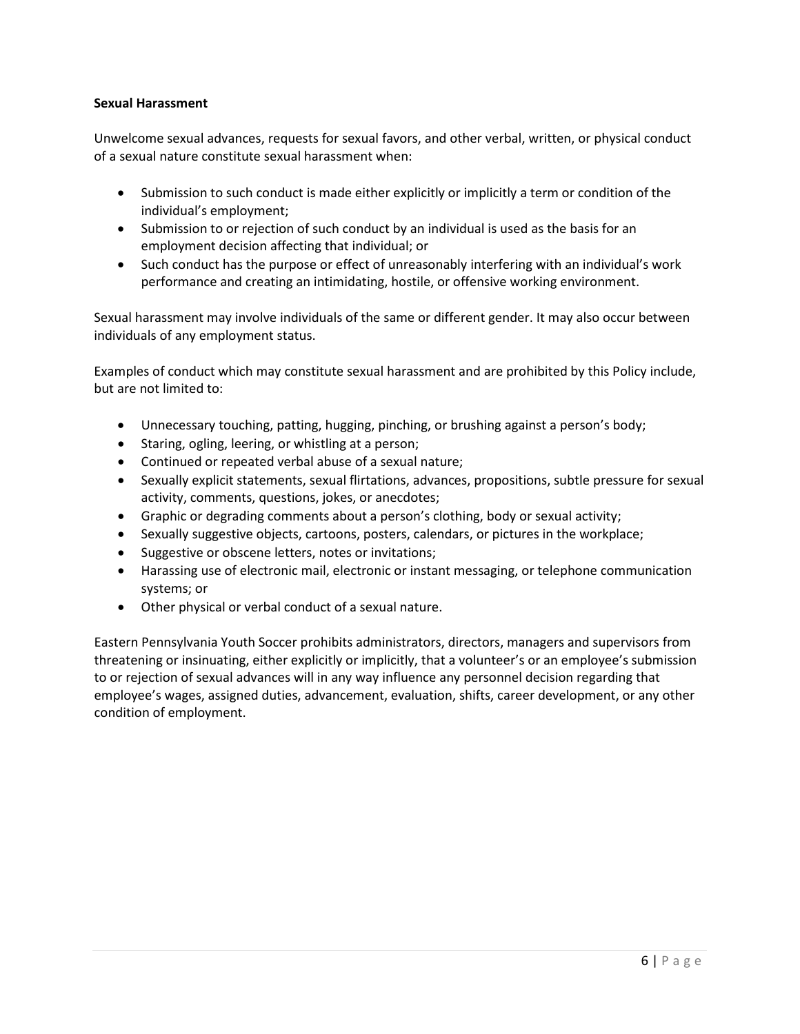**Sexual Harassment**

Unwelcome sexual advances, requests for sexual favors, and other verbal, written, or physical conduct of a sexual nature constitute sexual harassment when:

- Submission to such conduct is made either explicitly or implicitly a term or condition of the individual's employment;
- Submission to or rejection of such conduct by an individual is used as the basis for an employment decision affecting that individual; or
- Such conduct has the purpose or effect of unreasonably interfering with an individual's work performance and creating an intimidating, hostile, or offensive working environment.

Sexual harassment may involve individuals of the same or different gender. It may also occur between individuals of any employment status.

Examples of conduct which may constitute sexual harassment and are prohibited by this Policy include, but are not limited to:

- Unnecessary touching, patting, hugging, pinching, or brushing against a person's body;
- Staring, ogling, leering, or whistling at a person;
- Continued or repeated verbal abuse of a sexual nature;
- Sexually explicit statements, sexual flirtations, advances, propositions, subtle pressure for sexual activity, comments, questions, jokes, or anecdotes;
- Graphic or degrading comments about a person's clothing, body or sexual activity;
- Sexually suggestive objects, cartoons, posters, calendars, or pictures in the workplace;
- Suggestive or obscene letters, notes or invitations;
- Harassing use of electronic mail, electronic or instant messaging, or telephone communication systems; or
- Other physical or verbal conduct of a sexual nature.

Eastern Pennsylvania Youth Soccer prohibits administrators, directors, managers and supervisors from threatening or insinuating, either explicitly or implicitly, that a volunteer's or an employee's submission to or rejection of sexual advances will in any way influence any personnel decision regarding that employee's wages, assigned duties, advancement, evaluation, shifts, career development, or any other condition of employment.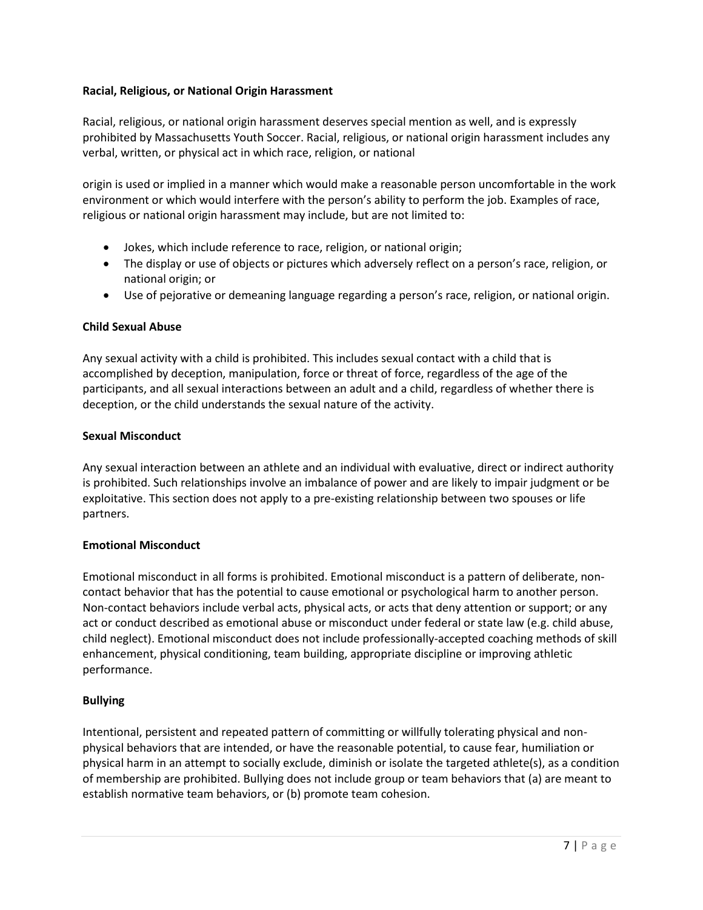**Racial, Religious, or National Origin Harassment**

Racial, religious, or national origin harassment deserves special mention as well, and is expressly prohibited by Massachusetts Youth Soccer. Racial, religious, or national origin harassment includes any verbal, written, or physical act in which race, religion, or national

origin is used or implied in a manner which would make a reasonable person uncomfortable in the work environment or which would interfere with the person's ability to perform the job. Examples of race, religious or national origin harassment may include, but are not limited to:

- Jokes, which include reference to race, religion, or national origin;
- The display or use of objects or pictures which adversely reflect on a person's race, religion, or national origin; or
- Use of pejorative or demeaning language regarding a person's race, religion, or national origin.

**Child Sexual Abuse**

Any sexual activity with a child is prohibited. This includes sexual contact with a child that is accomplished by deception, manipulation, force or threat of force, regardless of the age of the participants, and all sexual interactions between an adult and a child, regardless of whether there is deception, or the child understands the sexual nature of the activity.

**Sexual Misconduct**

Any sexual interaction between an athlete and an individual with evaluative, direct or indirect authority is prohibited. Such relationships involve an imbalance of power and are likely to impair judgment or be exploitative. This section does not apply to a pre-existing relationship between two spouses or life partners.

**Emotional Misconduct**

Emotional misconduct in all forms is prohibited. Emotional misconduct is a pattern of deliberate, non-contact behavior that has the potential to cause emotional or psychological harm to another person. Non-contact behaviors include verbal acts, physical acts, or acts that deny attention or support; or any act or conduct described as emotional abuse or misconduct under federal or state law (e.g. child abuse, child neglect). Emotional misconduct does not include professionally-accepted coaching methods of skill enhancement, physical conditioning, team building, appropriate discipline or improving athletic performance.

**Bullying**

Intentional, persistent and repeated pattern of committing or willfully tolerating physical and non-physical behaviors that are intended, or have the reasonable potential, to cause fear, humiliation or physical harm in an attempt to socially exclude, diminish or isolate the targeted athlete(s), as a condition of membership are prohibited. Bullying does not include group or team behaviors that (a) are meant to establish normative team behaviors, or (b) promote team cohesion.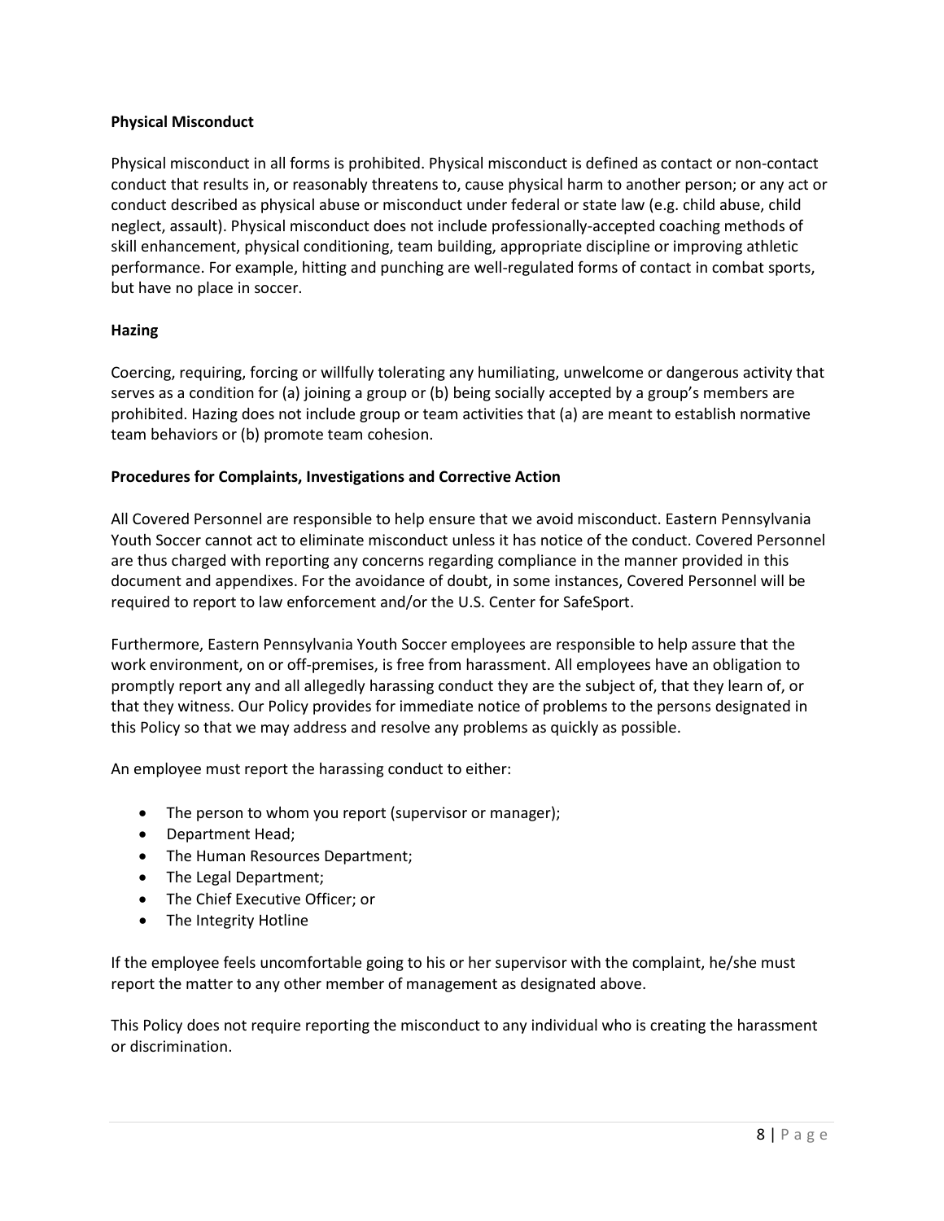**Physical Misconduct**

Physical misconduct in all forms is prohibited. Physical misconduct is defined as contact or non-contact conduct that results in, or reasonably threatens to, cause physical harm to another person; or any act or conduct described as physical abuse or misconduct under federal or state law (e.g. child abuse, child neglect, assault). Physical misconduct does not include professionally-accepted coaching methods of skill enhancement, physical conditioning, team building, appropriate discipline or improving athletic performance. For example, hitting and punching are well-regulated forms of contact in combat sports, but have no place in soccer.

**Hazing**

Coercing, requiring, forcing or willfully tolerating any humiliating, unwelcome or dangerous activity that serves as a condition for (a) joining a group or (b) being socially accepted by a group's members are prohibited. Hazing does not include group or team activities that (a) are meant to establish normative team behaviors or (b) promote team cohesion.

**Procedures for Complaints, Investigations and Corrective Action**

All Covered Personnel are responsible to help ensure that we avoid misconduct. Eastern Pennsylvania Youth Soccer cannot act to eliminate misconduct unless it has notice of the conduct. Covered Personnel are thus charged with reporting any concerns regarding compliance in the manner provided in this document and appendixes. For the avoidance of doubt, in some instances, Covered Personnel will be required to report to law enforcement and/or the U.S. Center for SafeSport.

Furthermore, Eastern Pennsylvania Youth Soccer employees are responsible to help assure that the work environment, on or off-premises, is free from harassment. All employees have an obligation to promptly report any and all allegedly harassing conduct they are the subject of, that they learn of, or that they witness. Our Policy provides for immediate notice of problems to the persons designated in this Policy so that we may address and resolve any problems as quickly as possible.

An employee must report the harassing conduct to either:

- The person to whom you report (supervisor or manager);
- Department Head;
- The Human Resources Department;
- The Legal Department;
- The Chief Executive Officer; or
- The Integrity Hotline

If the employee feels uncomfortable going to his or her supervisor with the complaint, he/she must report the matter to any other member of management as designated above.

This Policy does not require reporting the misconduct to any individual who is creating the harassment or discrimination.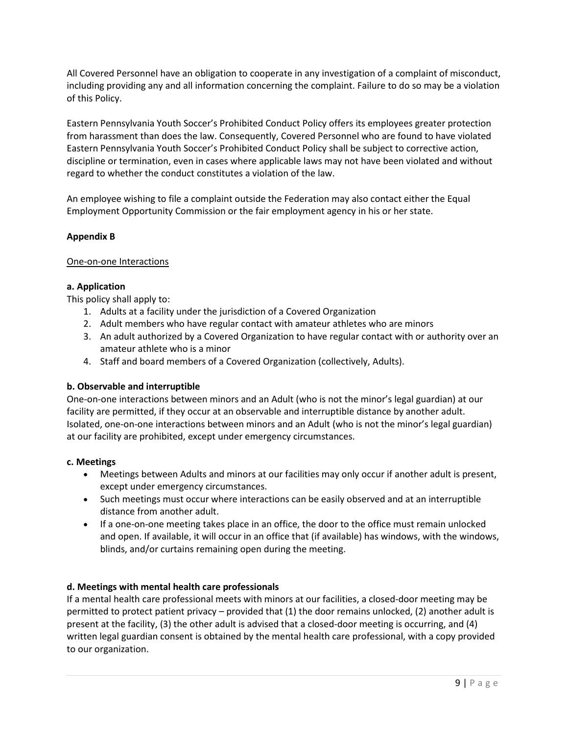All Covered Personnel have an obligation to cooperate in any investigation of a complaint of misconduct, including providing any and all information concerning the complaint. Failure to do so may be a violation of this Policy.

Eastern Pennsylvania Youth Soccer's Prohibited Conduct Policy offers its employees greater protection from harassment than does the law. Consequently, Covered Personnel who are found to have violated Eastern Pennsylvania Youth Soccer's Prohibited Conduct Policy shall be subject to corrective action, discipline or termination, even in cases where applicable laws may not have been violated and without regard to whether the conduct constitutes a violation of the law.

An employee wishing to file a complaint outside the Federation may also contact either the Equal Employment Opportunity Commission or the fair employment agency in his or her state.

**Appendix B**

<u>One-on-one Interactions</u>

**a. Application**

This policy shall apply to:

1. Adults at a facility under the jurisdiction of a Covered Organization
2. Adult members who have regular contact with amateur athletes who are minors
3. An adult authorized by a Covered Organization to have regular contact with or authority over an amateur athlete who is a minor
4. Staff and board members of a Covered Organization (collectively, Adults).

**b. Observable and interruptible**

One-on-one interactions between minors and an Adult (who is not the minor's legal guardian) at our facility are permitted, if they occur at an observable and interruptible distance by another adult. Isolated, one-on-one interactions between minors and an Adult (who is not the minor's legal guardian) at our facility are prohibited, except under emergency circumstances.

**c. Meetings**

- Meetings between Adults and minors at our facilities may only occur if another adult is present, except under emergency circumstances.
- Such meetings must occur where interactions can be easily observed and at an interruptible distance from another adult.
- If a one-on-one meeting takes place in an office, the door to the office must remain unlocked and open. If available, it will occur in an office that (if available) has windows, with the windows, blinds, and/or curtains remaining open during the meeting.

**d. Meetings with mental health care professionals**

If a mental health care professional meets with minors at our facilities, a closed-door meeting may be permitted to protect patient privacy – provided that (1) the door remains unlocked, (2) another adult is present at the facility, (3) the other adult is advised that a closed-door meeting is occurring, and (4) written legal guardian consent is obtained by the mental health care professional, with a copy provided to our organization.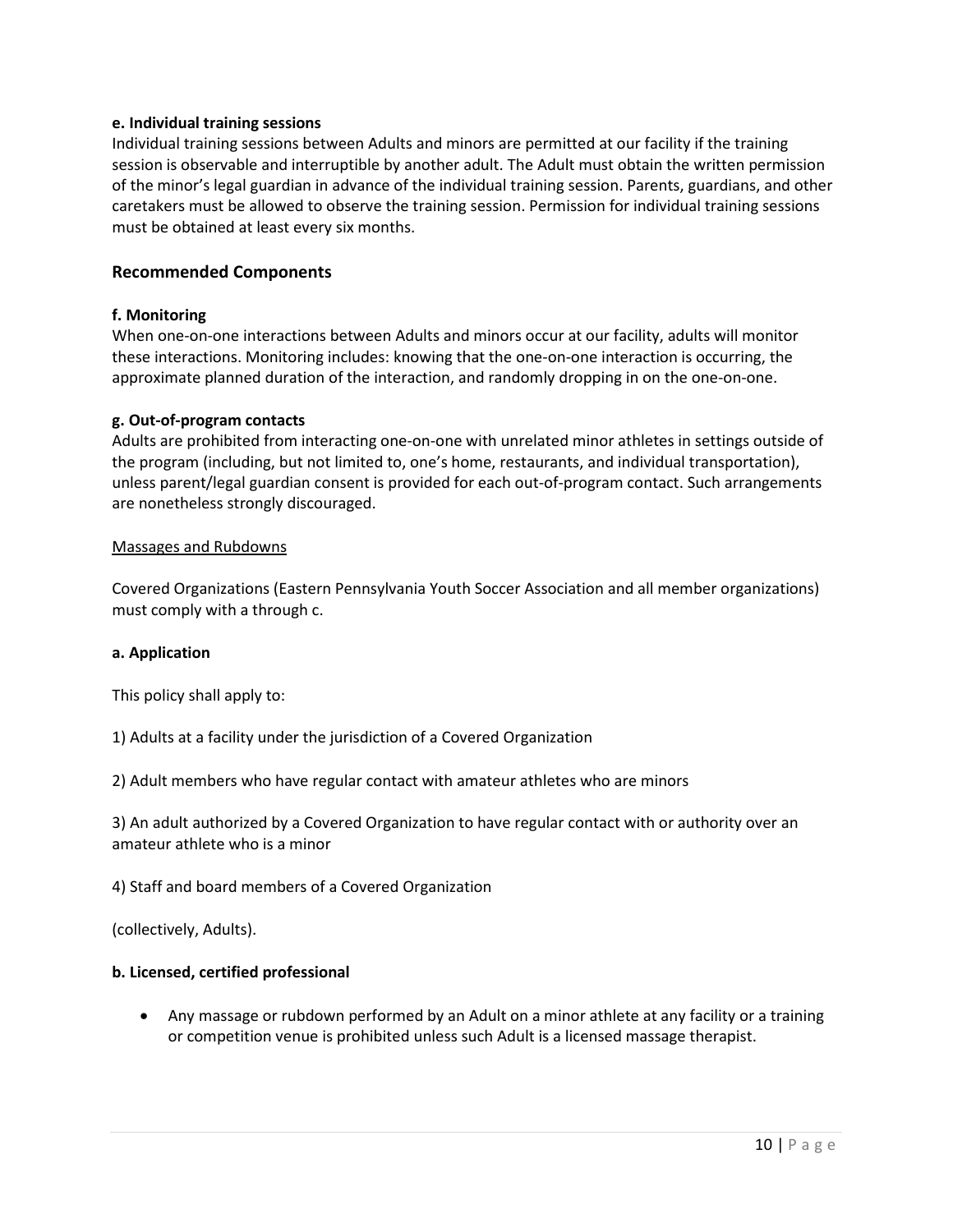**e. Individual training sessions**

Individual training sessions between Adults and minors are permitted at our facility if the training session is observable and interruptible by another adult. The Adult must obtain the written permission of the minor's legal guardian in advance of the individual training session. Parents, guardians, and other caretakers must be allowed to observe the training session. Permission for individual training sessions must be obtained at least every six months.

## Recommended Components

**f. Monitoring**

When one-on-one interactions between Adults and minors occur at our facility, adults will monitor these interactions. Monitoring includes: knowing that the one-on-one interaction is occurring, the approximate planned duration of the interaction, and randomly dropping in on the one-on-one.

**g. Out-of-program contacts**

Adults are prohibited from interacting one-on-one with unrelated minor athletes in settings outside of the program (including, but not limited to, one's home, restaurants, and individual transportation), unless parent/legal guardian consent is provided for each out-of-program contact. Such arrangements are nonetheless strongly discouraged.

<u>Massages and Rubdowns</u>

Covered Organizations (Eastern Pennsylvania Youth Soccer Association and all member organizations) must comply with a through c.

**a. Application**

This policy shall apply to:

1) Adults at a facility under the jurisdiction of a Covered Organization

2) Adult members who have regular contact with amateur athletes who are minors

3) An adult authorized by a Covered Organization to have regular contact with or authority over an amateur athlete who is a minor

4) Staff and board members of a Covered Organization

(collectively, Adults).

**b. Licensed, certified professional**

- Any massage or rubdown performed by an Adult on a minor athlete at any facility or a training or competition venue is prohibited unless such Adult is a licensed massage therapist.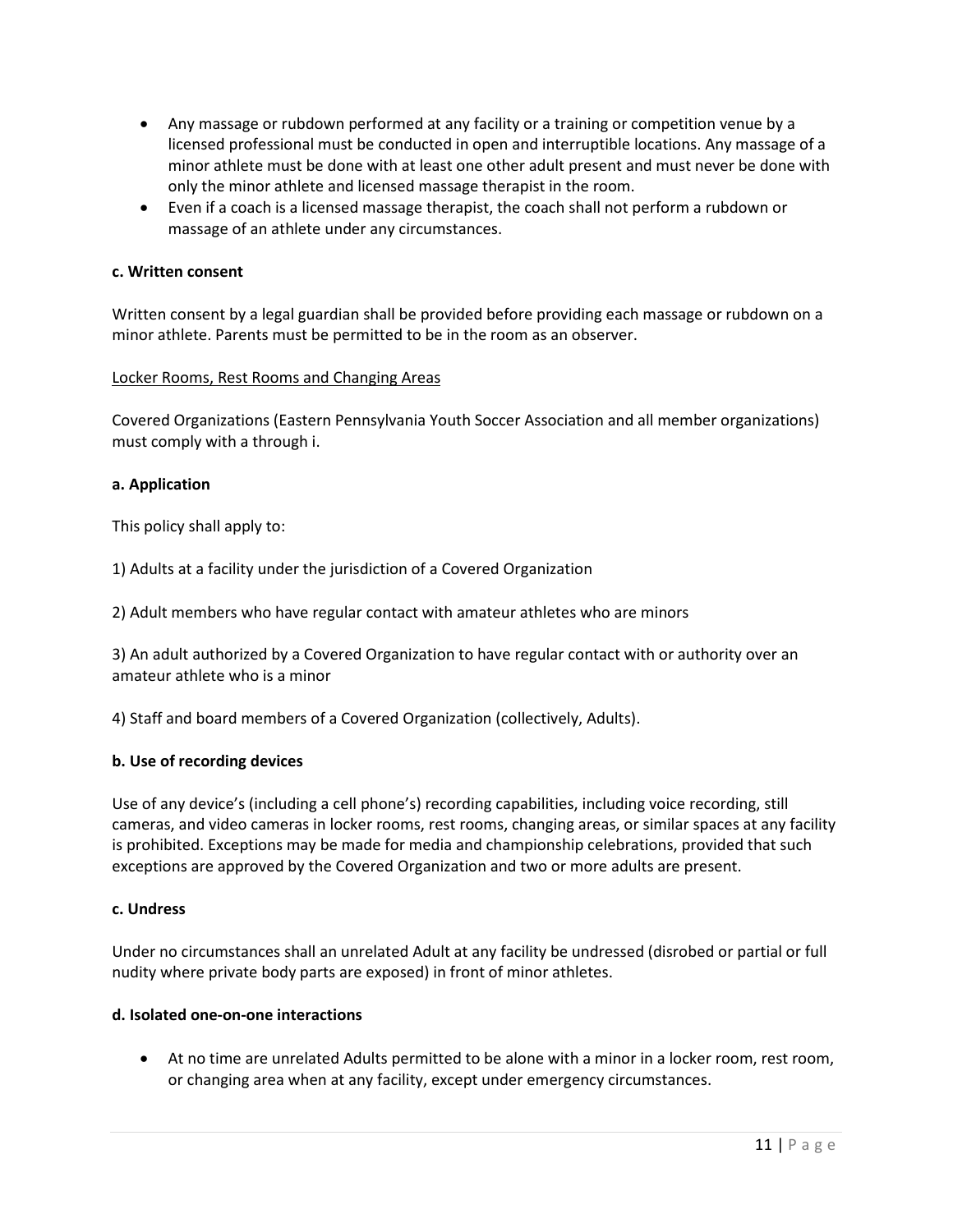- Any massage or rubdown performed at any facility or a training or competition venue by a licensed professional must be conducted in open and interruptible locations. Any massage of a minor athlete must be done with at least one other adult present and must never be done with only the minor athlete and licensed massage therapist in the room.
- Even if a coach is a licensed massage therapist, the coach shall not perform a rubdown or massage of an athlete under any circumstances.

**c. Written consent**

Written consent by a legal guardian shall be provided before providing each massage or rubdown on a minor athlete. Parents must be permitted to be in the room as an observer.

<u>Locker Rooms, Rest Rooms and Changing Areas</u>

Covered Organizations (Eastern Pennsylvania Youth Soccer Association and all member organizations) must comply with a through i.

**a. Application**

This policy shall apply to:

1) Adults at a facility under the jurisdiction of a Covered Organization

2) Adult members who have regular contact with amateur athletes who are minors

3) An adult authorized by a Covered Organization to have regular contact with or authority over an amateur athlete who is a minor

4) Staff and board members of a Covered Organization (collectively, Adults).

**b. Use of recording devices**

Use of any device's (including a cell phone's) recording capabilities, including voice recording, still cameras, and video cameras in locker rooms, rest rooms, changing areas, or similar spaces at any facility is prohibited. Exceptions may be made for media and championship celebrations, provided that such exceptions are approved by the Covered Organization and two or more adults are present.

**c. Undress**

Under no circumstances shall an unrelated Adult at any facility be undressed (disrobed or partial or full nudity where private body parts are exposed) in front of minor athletes.

**d. Isolated one-on-one interactions**

- At no time are unrelated Adults permitted to be alone with a minor in a locker room, rest room, or changing area when at any facility, except under emergency circumstances.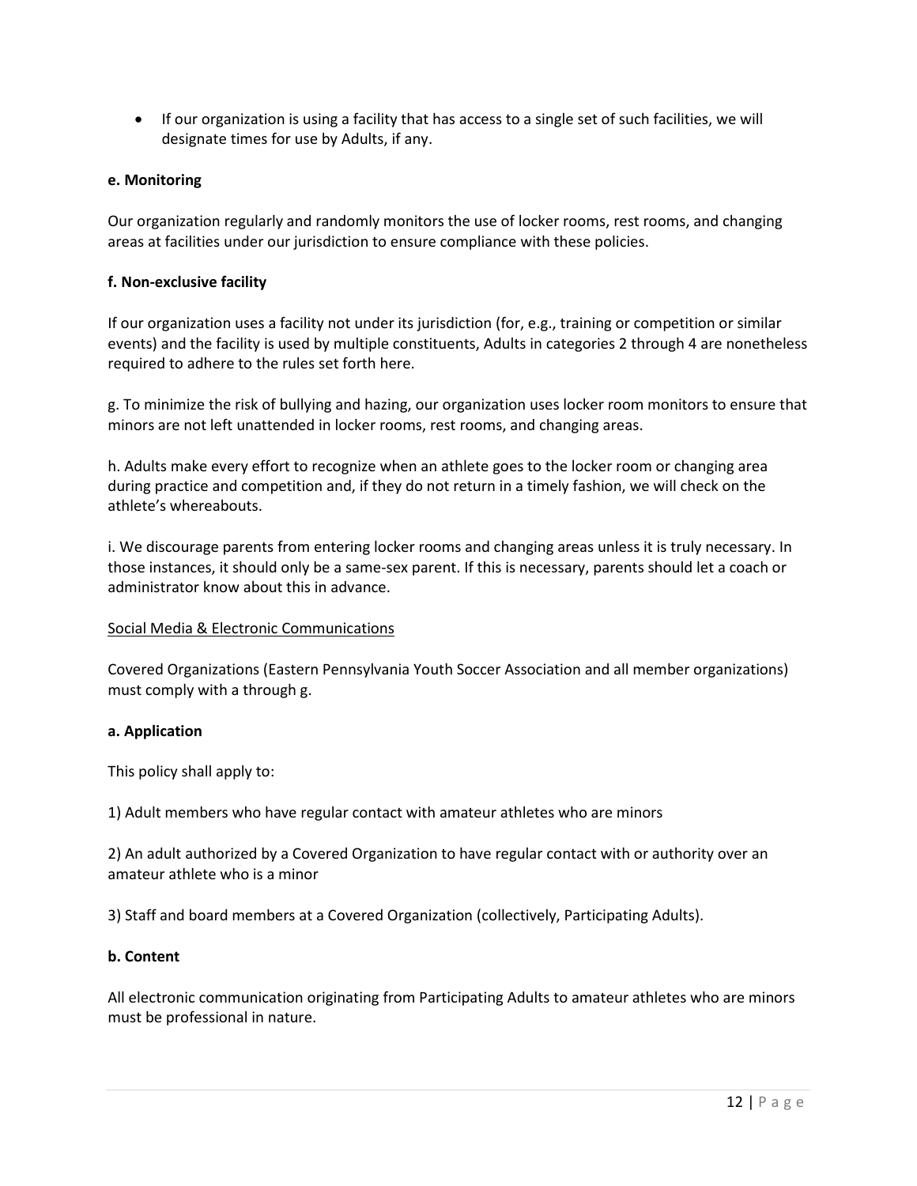- If our organization is using a facility that has access to a single set of such facilities, we will designate times for use by Adults, if any.

**e. Monitoring**

Our organization regularly and randomly monitors the use of locker rooms, rest rooms, and changing areas at facilities under our jurisdiction to ensure compliance with these policies.

**f. Non-exclusive facility**

If our organization uses a facility not under its jurisdiction (for, e.g., training or competition or similar events) and the facility is used by multiple constituents, Adults in categories 2 through 4 are nonetheless required to adhere to the rules set forth here.

g. To minimize the risk of bullying and hazing, our organization uses locker room monitors to ensure that minors are not left unattended in locker rooms, rest rooms, and changing areas.

h. Adults make every effort to recognize when an athlete goes to the locker room or changing area during practice and competition and, if they do not return in a timely fashion, we will check on the athlete's whereabouts.

i. We discourage parents from entering locker rooms and changing areas unless it is truly necessary. In those instances, it should only be a same-sex parent. If this is necessary, parents should let a coach or administrator know about this in advance.

<u>Social Media & Electronic Communications</u>

Covered Organizations (Eastern Pennsylvania Youth Soccer Association and all member organizations) must comply with a through g.

**a. Application**

This policy shall apply to:

1) Adult members who have regular contact with amateur athletes who are minors

2) An adult authorized by a Covered Organization to have regular contact with or authority over an amateur athlete who is a minor

3) Staff and board members at a Covered Organization (collectively, Participating Adults).

**b. Content**

All electronic communication originating from Participating Adults to amateur athletes who are minors must be professional in nature.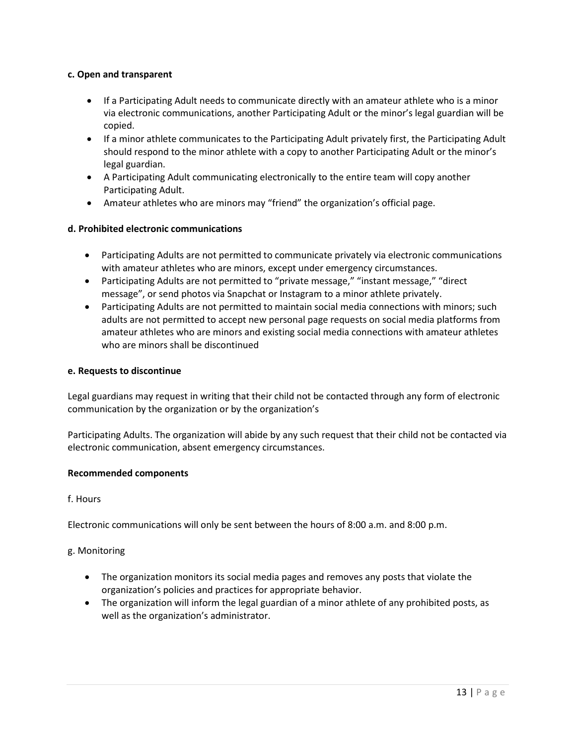**c. Open and transparent**

- If a Participating Adult needs to communicate directly with an amateur athlete who is a minor via electronic communications, another Participating Adult or the minor's legal guardian will be copied.
- If a minor athlete communicates to the Participating Adult privately first, the Participating Adult should respond to the minor athlete with a copy to another Participating Adult or the minor's legal guardian.
- A Participating Adult communicating electronically to the entire team will copy another Participating Adult.
- Amateur athletes who are minors may "friend" the organization's official page.

**d. Prohibited electronic communications**

- Participating Adults are not permitted to communicate privately via electronic communications with amateur athletes who are minors, except under emergency circumstances.
- Participating Adults are not permitted to "private message," "instant message," "direct message", or send photos via Snapchat or Instagram to a minor athlete privately.
- Participating Adults are not permitted to maintain social media connections with minors; such adults are not permitted to accept new personal page requests on social media platforms from amateur athletes who are minors and existing social media connections with amateur athletes who are minors shall be discontinued

**e. Requests to discontinue**

Legal guardians may request in writing that their child not be contacted through any form of electronic communication by the organization or by the organization's

Participating Adults. The organization will abide by any such request that their child not be contacted via electronic communication, absent emergency circumstances.

**Recommended components**

f. Hours

Electronic communications will only be sent between the hours of 8:00 a.m. and 8:00 p.m.

g. Monitoring

- The organization monitors its social media pages and removes any posts that violate the organization's policies and practices for appropriate behavior.
- The organization will inform the legal guardian of a minor athlete of any prohibited posts, as well as the organization's administrator.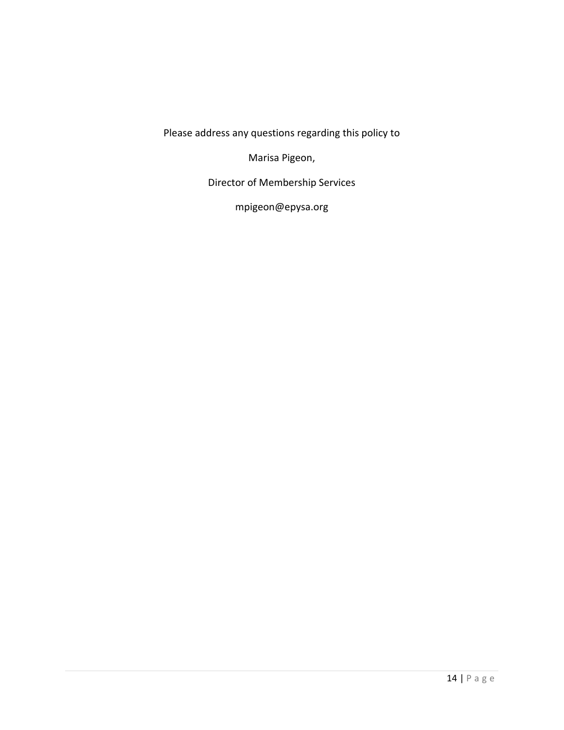Please address any questions regarding this policy to

Marisa Pigeon,

Director of Membership Services

mpigeon@epysa.org